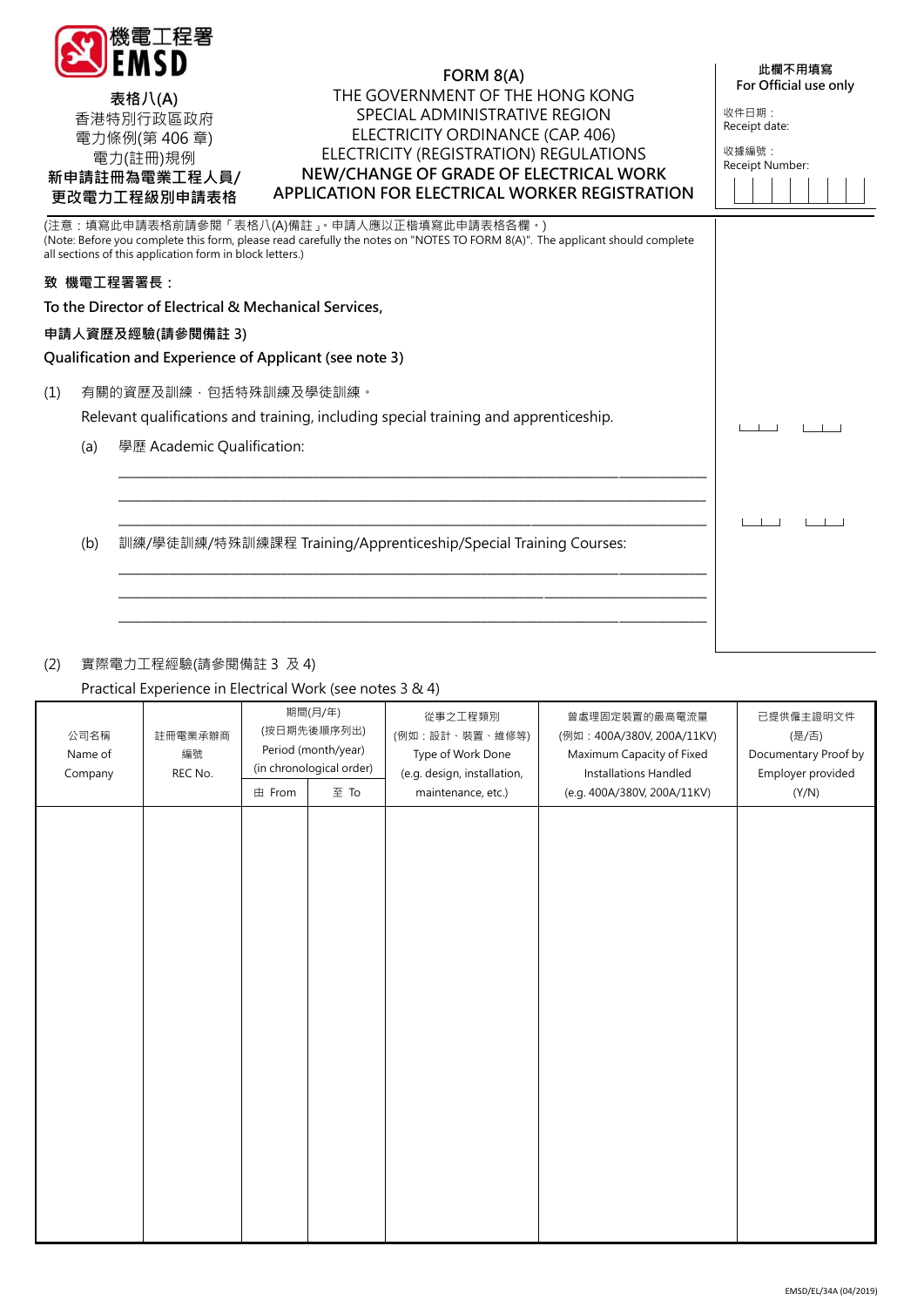機電工程署 EMSD

表格八(A)
香港特別行政區政府
電力條例(第 406 章)
電力(註冊)規例
**新申請註冊為電業工程人員/更改電力工程級別申請表格**

**FORM 8(A)**
THE GOVERNMENT OF THE HONG KONG SPECIAL ADMINISTRATIVE REGION
ELECTRICITY ORDINANCE (CAP. 406)
ELECTRICITY (REGISTRATION) REGULATIONS
**NEW/CHANGE OF GRADE OF ELECTRICAL WORK APPLICATION FOR ELECTRICAL WORKER REGISTRATION**

**此欄不用填寫**
**For Official use only**

收件日期：
Receipt date:

收據編號：
Receipt Number:

(注意：填寫此申請表格前請參閱「表格八(A)備註」。申請人應以正楷填寫此申請表格各欄。)
(Note: Before you complete this form, please read carefully the notes on "NOTES TO FORM 8(A)". The applicant should complete all sections of this application form in block letters.)

**致 機電工程署署長：**

**To the Director of Electrical & Mechanical Services,**

**申請人資歷及經驗(請參閱備註 3)**

**Qualification and Experience of Applicant (see note 3)**

(1) 有關的資歷及訓練，包括特殊訓練及學徒訓練。
Relevant qualifications and training, including special training and apprenticeship.

(a) 學歷 Academic Qualification:

______________________________________________________________________

______________________________________________________________________

______________________________________________________________________

(b) 訓練/學徒訓練/特殊訓練課程 Training/Apprenticeship/Special Training Courses:

______________________________________________________________________

______________________________________________________________________

______________________________________________________________________

(2) 實際電力工程經驗(請參閱備註 3 及 4)
Practical Experience in Electrical Work (see notes 3 & 4)

| 公司名稱 Name of Company | 註冊電業承辦商編號 REC No. | 期間(月/年) (按日期先後順序列出) Period (month/year) (in chronological order) | | 從事之工程類別 (例如：設計、裝置、維修等) Type of Work Done (e.g. design, installation, maintenance, etc.) | 曾處理固定裝置的最高電流量 (例如：400A/380V, 200A/11KV) Maximum Capacity of Fixed Installations Handled (e.g. 400A/380V, 200A/11KV) | 已提供僱主證明文件 (是/否) Documentary Proof by Employer provided (Y/N) |
|---|---|---|---|---|---|---|
| | | 由 From | 至 To | | | |
| | | | | | | |

EMSD/EL/34A (04/2019)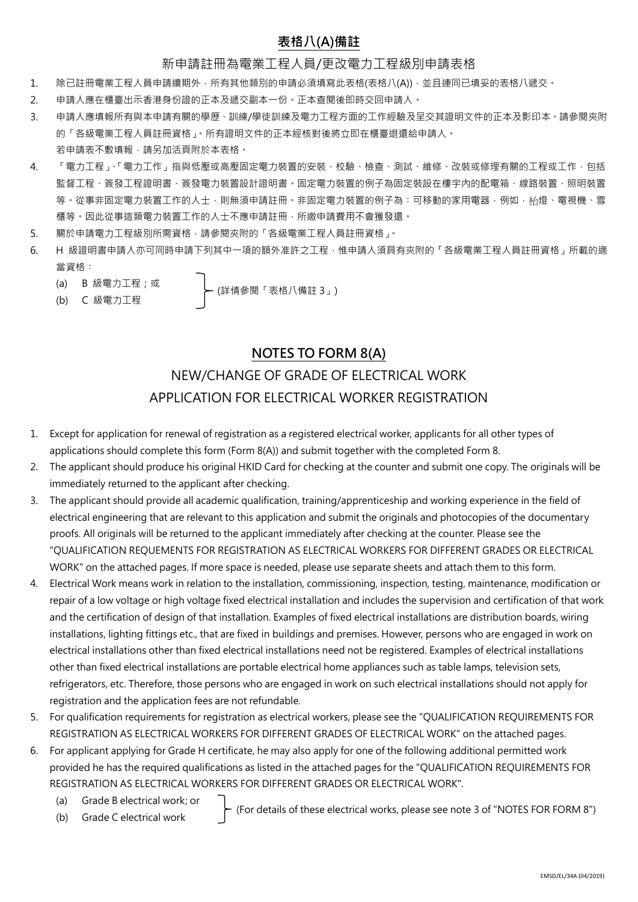## 表格八(A)備註

### 新申請註冊為電業工程人員/更改電力工程級別申請表格

1. 除已註冊電業工程人員申請續期外，所有其他類別的申請必須填寫此表格(表格八(A))，並且連同已填妥的表格八遞交。
2. 申請人應在櫃臺出示香港身份證的正本及遞交副本一份。正本查閱後即時交回申請人。
3. 申請人應填報所有與本申請有關的學歷、訓練/學徒訓練及電力工程方面的工作經驗及呈交其證明文件的正本及影印本。請參閱夾附的「各級電業工程人員註冊資格」。所有證明文件的正本經核對後將立即在櫃臺退還給申請人。
   若申請表不敷填報，請另加活頁附於本表格。
4. 「電力工程」、「電力工作」指與低壓或高壓固定電力裝置的安裝、校驗、檢查、測試、維修、改裝或修理有關的工程或工作，包括監督工程、簽發工程證明書、簽發電力裝置設計證明書。固定電力裝置的例子為固定裝設在樓宇內的配電箱、線路裝置、照明裝置等。從事非固定電力裝置工作的人士，則無須申請註冊。非固定電力裝置的例子為：可移動的家用電器，例如，枱燈、電視機、雪櫃等。因此從事這類電力裝置工作的人士不應申請註冊，所繳申請費用不會獲發還。
5. 關於申請電力工程級別所需資格，請參閱夾附的「各級電業工程人員註冊資格」。
6. H 級證明書申請人亦可同時申請下列其中一項的額外准許之工程，惟申請人須具有夾附的「各級電業工程人員註冊資格」所載的適當資格：
   (a) B 級電力工程；或
   (b) C 級電力工程
   (詳情參閱「表格八備註 3」)

## NOTES TO FORM 8(A)

### NEW/CHANGE OF GRADE OF ELECTRICAL WORK
### APPLICATION FOR ELECTRICAL WORKER REGISTRATION

1. Except for application for renewal of registration as a registered electrical worker, applicants for all other types of applications should complete this form (Form 8(A)) and submit together with the completed Form 8.
2. The applicant should produce his original HKID Card for checking at the counter and submit one copy. The originals will be immediately returned to the applicant after checking.
3. The applicant should provide all academic qualification, training/apprenticeship and working experience in the field of electrical engineering that are relevant to this application and submit the originals and photocopies of the documentary proofs. All originals will be returned to the applicant immediately after checking at the counter. Please see the "QUALIFICATION REQUEMENTS FOR REGISTRATION AS ELECTRICAL WORKERS FOR DIFFERENT GRADES OR ELECTRICAL WORK" on the attached pages. If more space is needed, please use separate sheets and attach them to this form.
4. Electrical Work means work in relation to the installation, commissioning, inspection, testing, maintenance, modification or repair of a low voltage or high voltage fixed electrical installation and includes the supervision and certification of that work and the certification of design of that installation. Examples of fixed electrical installations are distribution boards, wiring installations, lighting fittings etc., that are fixed in buildings and premises. However, persons who are engaged in work on electrical installations other than fixed electrical installations need not be registered. Examples of electrical installations other than fixed electrical installations are portable electrical home appliances such as table lamps, television sets, refrigerators, etc. Therefore, those persons who are engaged in work on such electrical installations should not apply for registration and the application fees are not refundable.
5. For qualification requirements for registration as electrical workers, please see the "QUALIFICATION REQUIREMENTS FOR REGISTRATION AS ELECTRICAL WORKERS FOR DIFFERENT GRADES OF ELECTRICAL WORK" on the attached pages.
6. For applicant applying for Grade H certificate, he may also apply for one of the following additional permitted work provided he has the required qualifications as listed in the attached pages for the "QUALIFICATION REQUIREMENTS FOR REGISTRATION AS ELECTRICAL WORKERS FOR DIFFERENT GRADES OR ELECTRICAL WORK".
   (a) Grade B electrical work; or
   (b) Grade C electrical work
   (For details of these electrical works, please see note 3 of "NOTES FOR FORM 8")

EMSD/EL/34A (04/2019)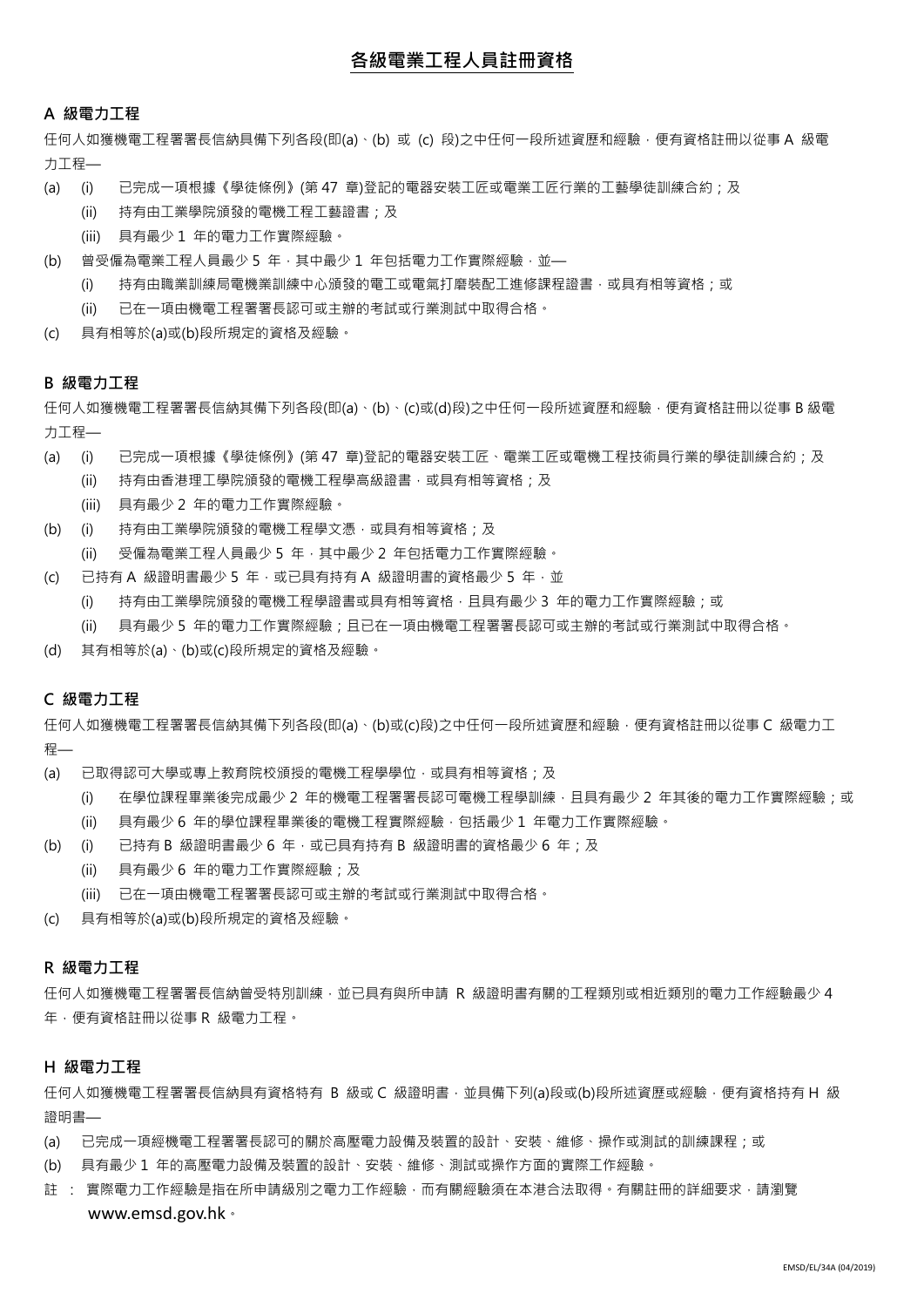# 各級電業工程人員註冊資格

## A 級電力工程

任何人如獲機電工程署署長信納具備下列各段(即(a)、(b) 或 (c) 段)之中任何一段所述資歷和經驗，便有資格註冊以從事 A 級電力工程—

(a) (i) 已完成一項根據《學徒條例》(第 47 章)登記的電器安裝工匠或電業工匠行業的工藝學徒訓練合約；及

(ii) 持有由工業學院頒發的電機工程工藝證書；及

(iii) 具有最少 1 年的電力工作實際經驗。

(b) 曾受僱為電業工程人員最少 5 年，其中最少 1 年包括電力工作實際經驗，並—

(i) 持有由職業訓練局電機業訓練中心頒發的電工或電氣打磨裝配工進修課程證書，或具有相等資格；或

(ii) 已在一項由機電工程署署長認可或主辦的考試或行業測試中取得合格。

(c) 具有相等於(a)或(b)段所規定的資格及經驗。

## B 級電力工程

任何人如獲機電工程署署長信納其備下列各段(即(a)、(b)、(c)或(d)段)之中任何一段所述資歷和經驗，便有資格註冊以從事 B 級電力工程—

(a) (i) 已完成一項根據《學徒條例》(第 47 章)登記的電器安裝工匠、電業工匠或電機工程技術員行業的學徒訓練合約；及

(ii) 持有由香港理工學院頒發的電機工程學高級證書，或具有相等資格；及

(iii) 具有最少 2 年的電力工作實際經驗。

(b) (i) 持有由工業學院頒發的電機工程學文憑，或具有相等資格；及

(ii) 受僱為電業工程人員最少 5 年，其中最少 2 年包括電力工作實際經驗。

(c) 已持有 A 級證明書最少 5 年，或已具有持有 A 級證明書的資格最少 5 年，並

(i) 持有由工業學院頒發的電機工程學證書或具有相等資格，且具有最少 3 年的電力工作實際經驗；或

(ii) 具有最少 5 年的電力工作實際經驗；且已在一項由機電工程署署長認可或主辦的考試或行業測試中取得合格。

(d) 其有相等於(a)、(b)或(c)段所規定的資格及經驗。

## C 級電力工程

任何人如獲機電工程署署長信納其備下列各段(即(a)、(b)或(c)段)之中任何一段所述資歷和經驗，便有資格註冊以從事 C 級電力工程—

(a) 已取得認可大學或專上教育院校頒授的電機工程學學位，或具有相等資格；及

(i) 在學位課程畢業後完成最少 2 年的機電工程署署長認可電機工程學訓練，且具有最少 2 年其後的電力工作實際經驗；或

(ii) 具有最少 6 年的學位課程畢業後的電機工程實際經驗，包括最少 1 年電力工作實際經驗。

(b) (i) 已持有 B 級證明書最少 6 年，或已具有持有 B 級證明書的資格最少 6 年；及

(ii) 具有最少 6 年的電力工作實際經驗；及

(iii) 已在一項由機電工程署署長認可或主辦的考試或行業測試中取得合格。

(c) 具有相等於(a)或(b)段所規定的資格及經驗。

## R 級電力工程

任何人如獲機電工程署署長信納曾受特別訓練，並已具有與所申請 R 級證明書有關的工程類別或相近類別的電力工作經驗最少 4 年，便有資格註冊以從事 R 級電力工程。

## H 級電力工程

任何人如獲機電工程署署長信納具有資格特有 B 級或 C 級證明書，並具備下列(a)段或(b)段所述資歷或經驗，便有資格持有 H 級證明書—

(a) 已完成一項經機電工程署署長認可的關於高壓電力設備及裝置的設計、安裝、維修、操作或測試的訓練課程；或

(b) 具有最少 1 年的高壓電力設備及裝置的設計、安裝、維修、測試或操作方面的實際工作經驗。

註 ： 實際電力工作經驗是指在所申請級別之電力工作經驗，而有關經驗須在本港合法取得。有關註冊的詳細要求，請瀏覽 www.emsd.gov.hk。

EMSD/EL/34A (04/2019)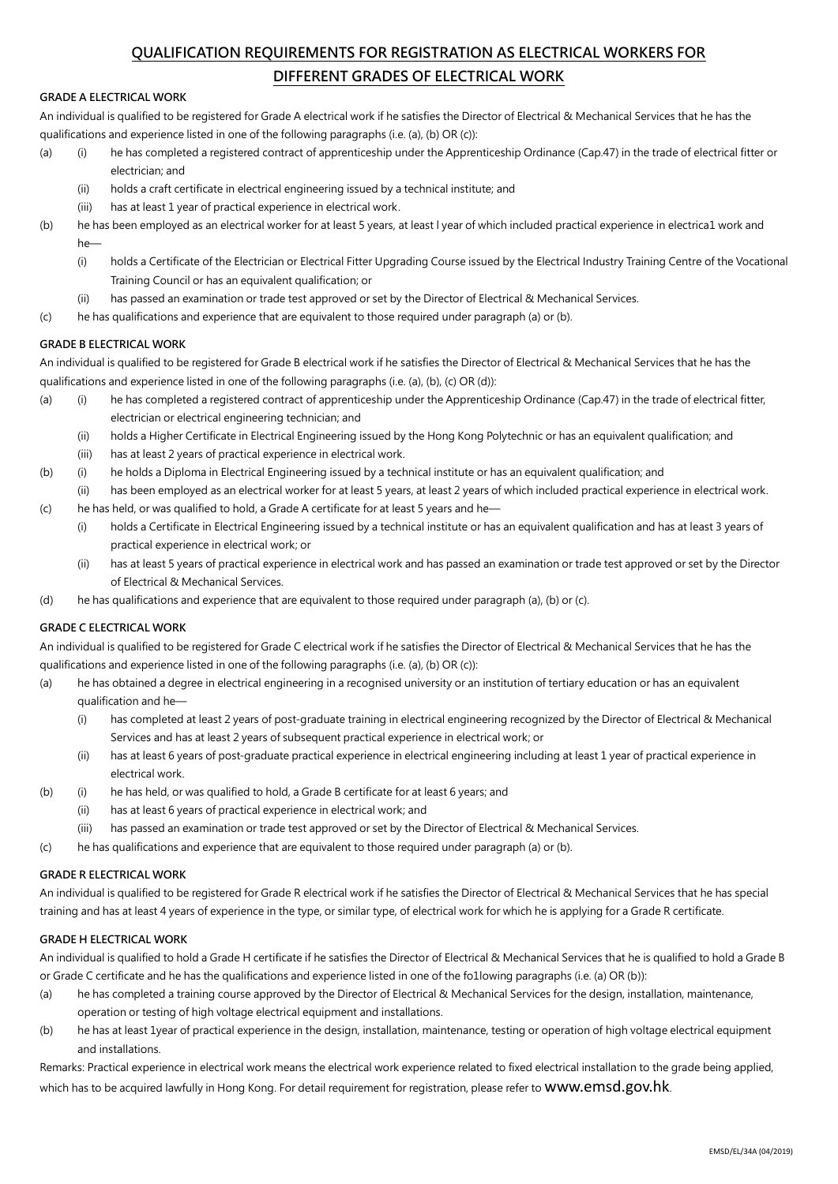# QUALIFICATION REQUIREMENTS FOR REGISTRATION AS ELECTRICAL WORKERS FOR DIFFERENT GRADES OF ELECTRICAL WORK

## GRADE A ELECTRICAL WORK

An individual is qualified to be registered for Grade A electrical work if he satisfies the Director of Electrical & Mechanical Services that he has the qualifications and experience listed in one of the following paragraphs (i.e. (a), (b) OR (c)):

(a) (i) he has completed a registered contract of apprenticeship under the Apprenticeship Ordinance (Cap.47) in the trade of electrical fitter or electrician; and
- (ii) holds a craft certificate in electrical engineering issued by a technical institute; and
- (iii) has at least 1 year of practical experience in electrical work.

(b) he has been employed as an electrical worker for at least 5 years, at least l year of which included practical experience in electrica1 work and he—
- (i) holds a Certificate of the Electrician or Electrical Fitter Upgrading Course issued by the Electrical Industry Training Centre of the Vocational Training Council or has an equivalent qualification; or
- (ii) has passed an examination or trade test approved or set by the Director of Electrical & Mechanical Services.

(c) he has qualifications and experience that are equivalent to those required under paragraph (a) or (b).

## GRADE B ELECTRICAL WORK

An individual is qualified to be registered for Grade B electrical work if he satisfies the Director of Electrical & Mechanical Services that he has the qualifications and experience listed in one of the following paragraphs (i.e. (a), (b), (c) OR (d)):

(a) (i) he has completed a registered contract of apprenticeship under the Apprenticeship Ordinance (Cap.47) in the trade of electrical fitter, electrician or electrical engineering technician; and
- (ii) holds a Higher Certificate in Electrical Engineering issued by the Hong Kong Polytechnic or has an equivalent qualification; and
- (iii) has at least 2 years of practical experience in electrical work.

(b) (i) he holds a Diploma in Electrical Engineering issued by a technical institute or has an equivalent qualification; and
- (ii) has been employed as an electrical worker for at least 5 years, at least 2 years of which included practical experience in electrical work.

(c) he has held, or was qualified to hold, a Grade A certificate for at least 5 years and he—
- (i) holds a Certificate in Electrical Engineering issued by a technical institute or has an equivalent qualification and has at least 3 years of practical experience in electrical work; or
- (ii) has at least 5 years of practical experience in electrical work and has passed an examination or trade test approved or set by the Director of Electrical & Mechanical Services.

(d) he has qualifications and experience that are equivalent to those required under paragraph (a), (b) or (c).

## GRADE C ELECTRICAL WORK

An individual is qualified to be registered for Grade C electrical work if he satisfies the Director of Electrical & Mechanical Services that he has the qualifications and experience listed in one of the following paragraphs (i.e. (a), (b) OR (c)):

(a) he has obtained a degree in electrical engineering in a recognised university or an institution of tertiary education or has an equivalent qualification and he—
- (i) has completed at least 2 years of post-graduate training in electrical engineering recognized by the Director of Electrical & Mechanical Services and has at least 2 years of subsequent practical experience in electrical work; or
- (ii) has at least 6 years of post-graduate practical experience in electrical engineering including at least 1 year of practical experience in electrical work.

(b) (i) he has held, or was qualified to hold, a Grade B certificate for at least 6 years; and
- (ii) has at least 6 years of practical experience in electrical work; and
- (iii) has passed an examination or trade test approved or set by the Director of Electrical & Mechanical Services.

(c) he has qualifications and experience that are equivalent to those required under paragraph (a) or (b).

## GRADE R ELECTRICAL WORK

An individual is qualified to be registered for Grade R electrical work if he satisfies the Director of Electrical & Mechanical Services that he has special training and has at least 4 years of experience in the type, or similar type, of electrical work for which he is applying for a Grade R certificate.

## GRADE H ELECTRICAL WORK

An individual is qualified to hold a Grade H certificate if he satisfies the Director of Electrical & Mechanical Services that he is qualified to hold a Grade B or Grade C certificate and he has the qualifications and experience listed in one of the fo1lowing paragraphs (i.e. (a) OR (b)):

(a) he has completed a training course approved by the Director of Electrical & Mechanical Services for the design, installation, maintenance, operation or testing of high voltage electrical equipment and installations.

(b) he has at least 1year of practical experience in the design, installation, maintenance, testing or operation of high voltage electrical equipment and installations.

Remarks: Practical experience in electrical work means the electrical work experience related to fixed electrical installation to the grade being applied, which has to be acquired lawfully in Hong Kong. For detail requirement for registration, please refer to www.emsd.gov.hk.

EMSD/EL/34A (04/2019)